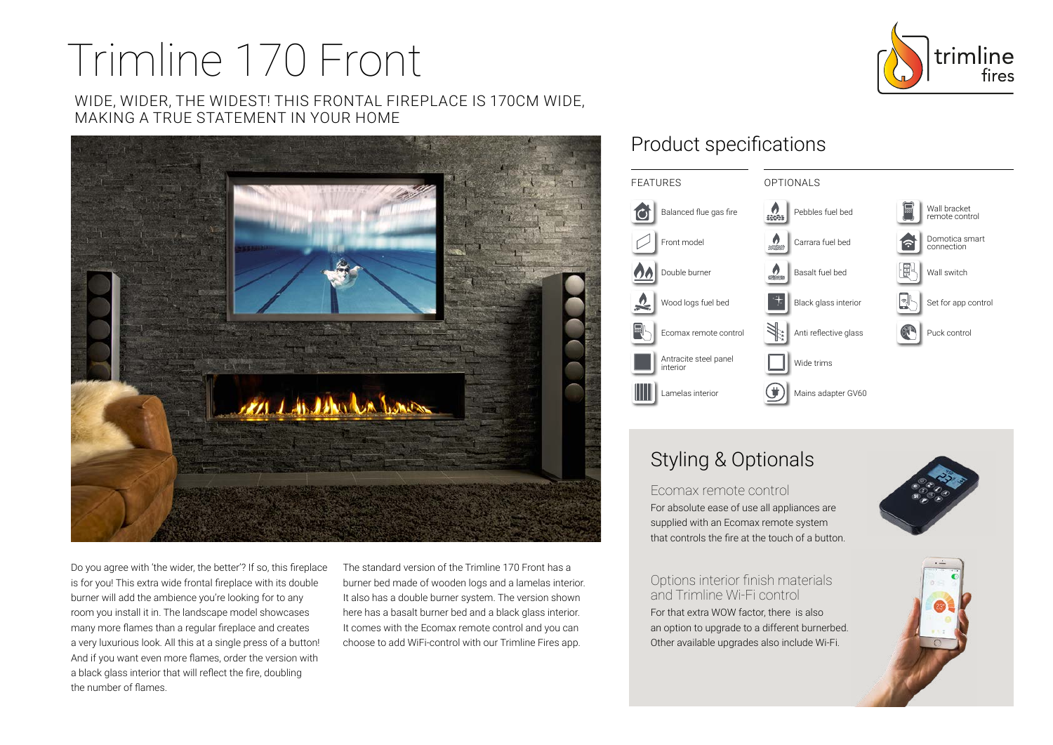# Trimline 170 Front

WIDE, WIDER, THE WIDEST! THIS FRONTAL FIREPLACE IS 170CM WIDE, MAKING A TRUE STATEMENT IN YOUR HOME

Do you agree with 'the wider, the better'? If so, this fireplace is for you! This extra wide frontal fireplace with its double burner will add the ambience you're looking for to any room you install it in. The landscape model showcases many more flames than a regular fireplace and creates a very luxurious look. All this at a single press of a button! And if you want even more flames, order the version with a black glass interior that will reflect the fire, doubling the number of flames.

The standard version of the Trimline 170 Front has a burner bed made of wooden logs and a lamelas interior. It also has a double burner system. The version shown here has a basalt burner bed and a black glass interior. It comes with the Ecomax remote control and you can choose to add WiFi-control with our Trimline Fires app.

## Product specifications

### FEATURES

- Balanced flue gas fire
- Front model
- Double burner
- Wood logs fuel bed
- Ecomax remote control
- Antracite steel panel interior
- Lamelas interior

### OPTIONALS

- Pebbles fuel bed
- Carrara fuel bed
- Basalt fuel bed
- Black glass interior
- Anti reflective glass
- Wide trims
- Mains adapter GV60
- Wall bracket remote control
- Domotica smart connection
- Wall switch
- Set for app control
- Puck control

## Styling & Optionals

### Ecomax remote control

For absolute ease of use all appliances are supplied with an Ecomax remote system that controls the fire at the touch of a button.

### Options interior finish materials and Trimline Wi-Fi control

For that extra WOW factor, there is also an option to upgrade to a different burnerbed. Other available upgrades also include Wi-Fi.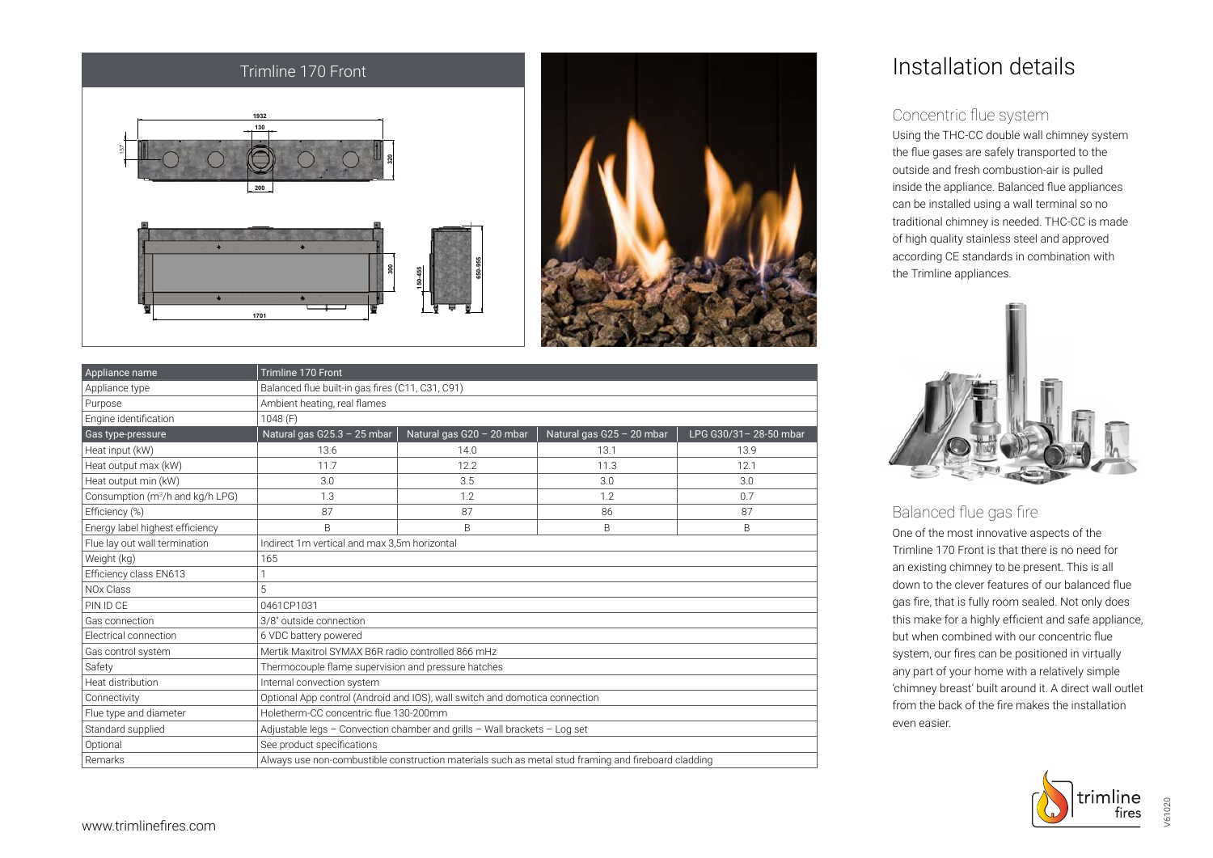## Trimline 170 Front

1932
130
157
320
200
300
150-455
650-955
1701

| Appliance name | Trimline 170 Front | | | |
|---|---|---|---|---|
| Appliance type | Balanced flue built-in gas fires (C11, C31, C91) | | | |
| Purpose | Ambient heating, real flames | | | |
| Engine identification | 1048 (F) | | | |
| Gas type-pressure | Natural gas G25.3 – 25 mbar | Natural gas G20 – 20 mbar | Natural gas G25 – 20 mbar | LPG G30/31– 28-50 mbar |
| Heat input (kW) | 13.6 | 14.0 | 13.1 | 13.9 |
| Heat output max (kW) | 11.7 | 12.2 | 11.3 | 12.1 |
| Heat output min (kW) | 3.0 | 3.5 | 3.0 | 3.0 |
| Consumption ($m^3$/h and kg/h LPG) | 1.3 | 1.2 | 1.2 | 0.7 |
| Efficiency (%) | 87 | 87 | 86 | 87 |
| Energy label highest efficiency | B | B | B | B |
| Flue lay out wall termination | Indirect 1m vertical and max 3,5m horizontal | | | |
| Weight (kg) | 165 | | | |
| Efficiency class EN613 | 1 | | | |
| NOx Class | 5 | | | |
| PIN ID CE | 0461CP1031 | | | |
| Gas connection | 3/8" outside connection | | | |
| Electrical connection | 6 VDC battery powered | | | |
| Gas control system | Mertik Maxitrol SYMAX B6R radio controlled 866 mHz | | | |
| Safety | Thermocouple flame supervision and pressure hatches | | | |
| Heat distribution | Internal convection system | | | |
| Connectivity | Optional App control (Android and IOS), wall switch and domotica connection | | | |
| Flue type and diameter | Holetherm-CC concentric flue 130-200mm | | | |
| Standard supplied | Adjustable legs – Convection chamber and grills – Wall brackets – Log set | | | |
| Optional | See product specifications | | | |
| Remarks | Always use non-combustible construction materials such as metal stud framing and fireboard cladding | | | |

# Installation details

## Concentric flue system

Using the THC-CC double wall chimney system the flue gases are safely transported to the outside and fresh combustion-air is pulled inside the appliance. Balanced flue appliances can be installed using a wall terminal so no traditional chimney is needed. THC-CC is made of high quality stainless steel and approved according CE standards in combination with the Trimline appliances.

## Balanced flue gas fire

One of the most innovative aspects of the Trimline 170 Front is that there is no need for an existing chimney to be present. This is all down to the clever features of our balanced flue gas fire, that is fully room sealed. Not only does this make for a highly efficient and safe appliance, but when combined with our concentric flue system, our fires can be positioned in virtually any part of your home with a relatively simple 'chimney breast' built around it. A direct wall outlet from the back of the fire makes the installation even easier.

www.trimlinefires.com

trimline fires

V61020